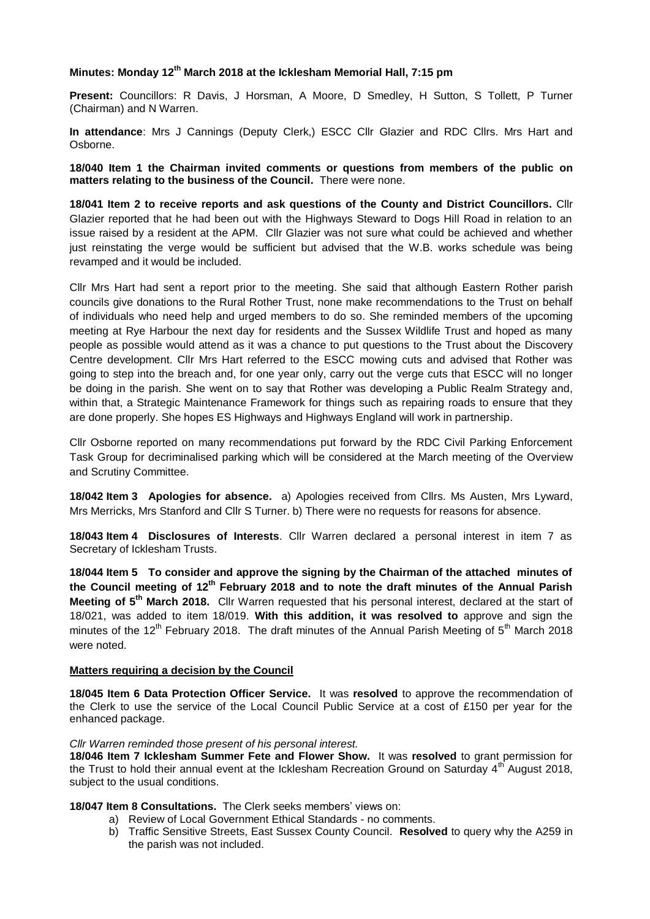**Minutes: Monday 12th March 2018 at the Icklesham Memorial Hall, 7:15 pm**

**Present:** Councillors: R Davis, J Horsman, A Moore, D Smedley, H Sutton, S Tollett, P Turner (Chairman) and N Warren.

**In attendance**: Mrs J Cannings (Deputy Clerk,) ESCC Cllr Glazier and RDC Cllrs. Mrs Hart and Osborne.

**18/040 Item 1 the Chairman invited comments or questions from members of the public on matters relating to the business of the Council.** There were none.

**18/041 Item 2 to receive reports and ask questions of the County and District Councillors.** Cllr Glazier reported that he had been out with the Highways Steward to Dogs Hill Road in relation to an issue raised by a resident at the APM. Cllr Glazier was not sure what could be achieved and whether just reinstating the verge would be sufficient but advised that the W.B. works schedule was being revamped and it would be included.

Cllr Mrs Hart had sent a report prior to the meeting. She said that although Eastern Rother parish councils give donations to the Rural Rother Trust, none make recommendations to the Trust on behalf of individuals who need help and urged members to do so. She reminded members of the upcoming meeting at Rye Harbour the next day for residents and the Sussex Wildlife Trust and hoped as many people as possible would attend as it was a chance to put questions to the Trust about the Discovery Centre development. Cllr Mrs Hart referred to the ESCC mowing cuts and advised that Rother was going to step into the breach and, for one year only, carry out the verge cuts that ESCC will no longer be doing in the parish. She went on to say that Rother was developing a Public Realm Strategy and, within that, a Strategic Maintenance Framework for things such as repairing roads to ensure that they are done properly. She hopes ES Highways and Highways England will work in partnership.

Cllr Osborne reported on many recommendations put forward by the RDC Civil Parking Enforcement Task Group for decriminalised parking which will be considered at the March meeting of the Overview and Scrutiny Committee.

**18/042 Item 3 Apologies for absence.** a) Apologies received from Cllrs. Ms Austen, Mrs Lyward, Mrs Merricks, Mrs Stanford and Cllr S Turner. b) There were no requests for reasons for absence.

**18/043 Item 4 Disclosures of Interests**. Cllr Warren declared a personal interest in item 7 as Secretary of Icklesham Trusts.

**18/044 Item 5 To consider and approve the signing by the Chairman of the attached minutes of the Council meeting of 12th February 2018 and to note the draft minutes of the Annual Parish Meeting of 5th March 2018.** Cllr Warren requested that his personal interest, declared at the start of 18/021, was added to item 18/019. **With this addition, it was resolved to** approve and sign the minutes of the 12th February 2018. The draft minutes of the Annual Parish Meeting of 5th March 2018 were noted.

**Matters requiring a decision by the Council**

**18/045 Item 6 Data Protection Officer Service.** It was **resolved** to approve the recommendation of the Clerk to use the service of the Local Council Public Service at a cost of £150 per year for the enhanced package.

*Cllr Warren reminded those present of his personal interest.*

**18/046 Item 7 Icklesham Summer Fete and Flower Show.** It was **resolved** to grant permission for the Trust to hold their annual event at the Icklesham Recreation Ground on Saturday 4th August 2018, subject to the usual conditions.

**18/047 Item 8 Consultations.** The Clerk seeks members' views on:

a) Review of Local Government Ethical Standards - no comments.
b) Traffic Sensitive Streets, East Sussex County Council. **Resolved** to query why the A259 in the parish was not included.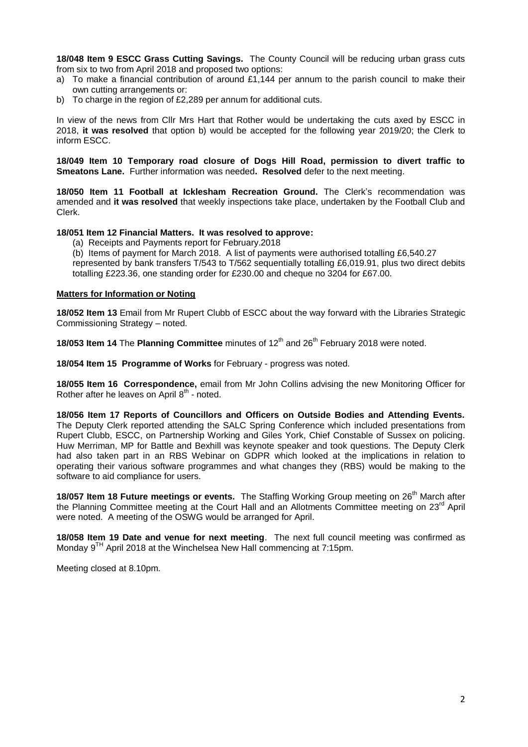**18/048 Item 9 ESCC Grass Cutting Savings.** The County Council will be reducing urban grass cuts from six to two from April 2018 and proposed two options:

a) To make a financial contribution of around £1,144 per annum to the parish council to make their own cutting arrangements or:
b) To charge in the region of £2,289 per annum for additional cuts.

In view of the news from Cllr Mrs Hart that Rother would be undertaking the cuts axed by ESCC in 2018, **it was resolved** that option b) would be accepted for the following year 2019/20; the Clerk to inform ESCC.

**18/049 Item 10 Temporary road closure of Dogs Hill Road, permission to divert traffic to Smeatons Lane.** Further information was needed**. Resolved** defer to the next meeting.

**18/050 Item 11 Football at Icklesham Recreation Ground.** The Clerk's recommendation was amended and **it was resolved** that weekly inspections take place, undertaken by the Football Club and Clerk.

**18/051 Item 12 Financial Matters. It was resolved to approve:**

(a) Receipts and Payments report for February.2018

(b) Items of payment for March 2018. A list of payments were authorised totalling £6,540.27 represented by bank transfers T/543 to T/562 sequentially totalling £6,019.91, plus two direct debits totalling £223.36, one standing order for £230.00 and cheque no 3204 for £67.00.

**Matters for Information or Noting**

**18/052 Item 13** Email from Mr Rupert Clubb of ESCC about the way forward with the Libraries Strategic Commissioning Strategy – noted.

**18/053 Item 14** The **Planning Committee** minutes of 12th and 26th February 2018 were noted.

**18/054 Item 15 Programme of Works** for February - progress was noted.

**18/055 Item 16 Correspondence,** email from Mr John Collins advising the new Monitoring Officer for Rother after he leaves on April 8th - noted.

**18/056 Item 17 Reports of Councillors and Officers on Outside Bodies and Attending Events.** The Deputy Clerk reported attending the SALC Spring Conference which included presentations from Rupert Clubb, ESCC, on Partnership Working and Giles York, Chief Constable of Sussex on policing. Huw Merriman, MP for Battle and Bexhill was keynote speaker and took questions. The Deputy Clerk had also taken part in an RBS Webinar on GDPR which looked at the implications in relation to operating their various software programmes and what changes they (RBS) would be making to the software to aid compliance for users.

**18/057 Item 18 Future meetings or events.** The Staffing Working Group meeting on 26th March after the Planning Committee meeting at the Court Hall and an Allotments Committee meeting on 23rd April were noted. A meeting of the OSWG would be arranged for April.

**18/058 Item 19 Date and venue for next meeting**. The next full council meeting was confirmed as Monday 9TH April 2018 at the Winchelsea New Hall commencing at 7:15pm.

Meeting closed at 8.10pm.